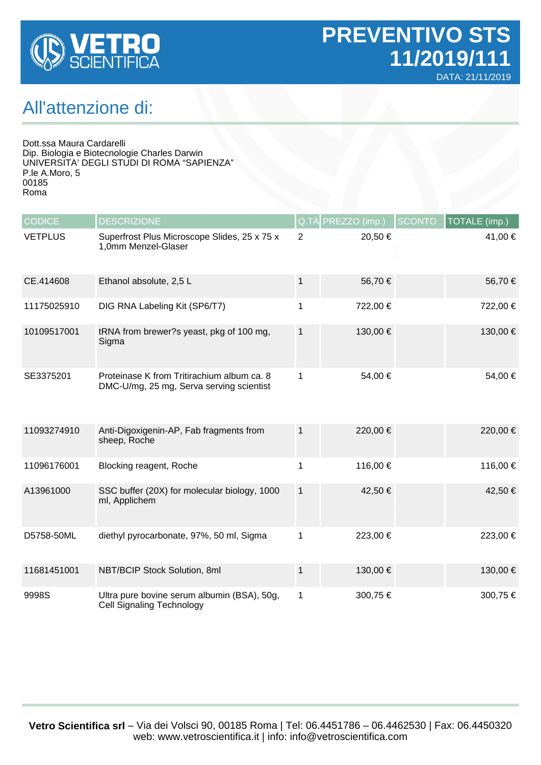# VETRO SCIENTIFICA

# PREVENTIVO STS 11/2019/111

DATA: 21/11/2019

## All'attenzione di:

Dott.ssa Maura Cardarelli
Dip. Biologia e Biotecnologie Charles Darwin
UNIVERSITA' DEGLI STUDI DI ROMA "SAPIENZA"
P.le A.Moro, 5
00185
Roma

| CODICE | DESCRIZIONE | Q.TÀ | PREZZO (imp.) | SCONTO | TOTALE (imp.) |
|---|---|---|---|---|---|
| VETPLUS | Superfrost Plus Microscope Slides, 25 x 75 x 1,0mm Menzel-Glaser | 2 | 20,50 € | | 41,00 € |
| CE.414608 | Ethanol absolute, 2,5 L | 1 | 56,70 € | | 56,70 € |
| 11175025910 | DIG RNA Labeling Kit (SP6/T7) | 1 | 722,00 € | | 722,00 € |
| 10109517001 | tRNA from brewer?s yeast, pkg of 100 mg, Sigma | 1 | 130,00 € | | 130,00 € |
| SE3375201 | Proteinase K from Tritirachium album ca. 8 DMC-U/mg, 25 mg, Serva serving scientist | 1 | 54,00 € | | 54,00 € |
| 11093274910 | Anti-Digoxigenin-AP, Fab fragments from sheep, Roche | 1 | 220,00 € | | 220,00 € |
| 11096176001 | Blocking reagent, Roche | 1 | 116,00 € | | 116,00 € |
| A13961000 | SSC buffer (20X) for molecular biology, 1000 ml, Applichem | 1 | 42,50 € | | 42,50 € |
| D5758-50ML | diethyl pyrocarbonate, 97%, 50 ml, Sigma | 1 | 223,00 € | | 223,00 € |
| 11681451001 | NBT/BCIP Stock Solution, 8ml | 1 | 130,00 € | | 130,00 € |
| 9998S | Ultra pure bovine serum albumin (BSA), 50g, Cell Signaling Technology | 1 | 300,75 € | | 300,75 € |

**Vetro Scientifica srl** – Via dei Volsci 90, 00185 Roma | Tel: 06.4451786 – 06.4462530 | Fax: 06.4450320
web: www.vetroscientifica.it | info: info@vetroscientifica.com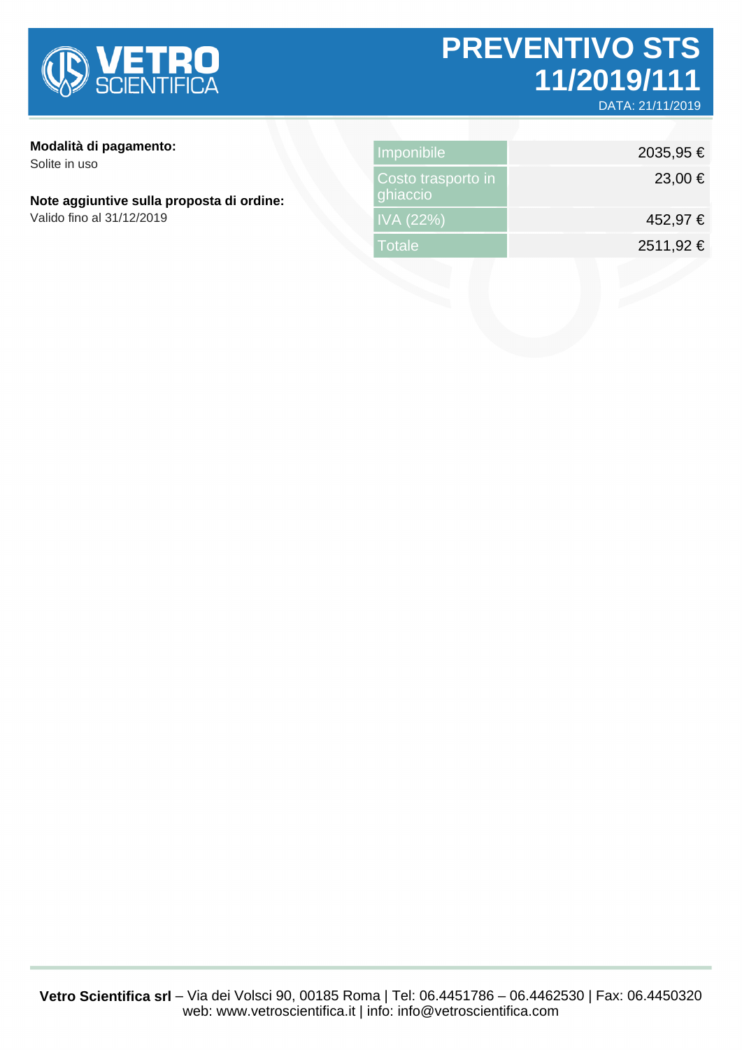# PREVENTIVO STS 11/2019/111

DATA: 21/11/2019

**Modalità di pagamento:**
Solite in uso

**Note aggiuntive sulla proposta di ordine:**
Valido fino al 31/12/2019

| | |
|---|---|
| Imponibile | 2035,95 € |
| Costo trasporto in ghiaccio | 23,00 € |
| IVA (22%) | 452,97 € |
| Totale | 2511,92 € |

**Vetro Scientifica srl** – Via dei Volsci 90, 00185 Roma | Tel: 06.4451786 – 06.4462530 | Fax: 06.4450320
web: www.vetroscientifica.it | info: info@vetroscientifica.com